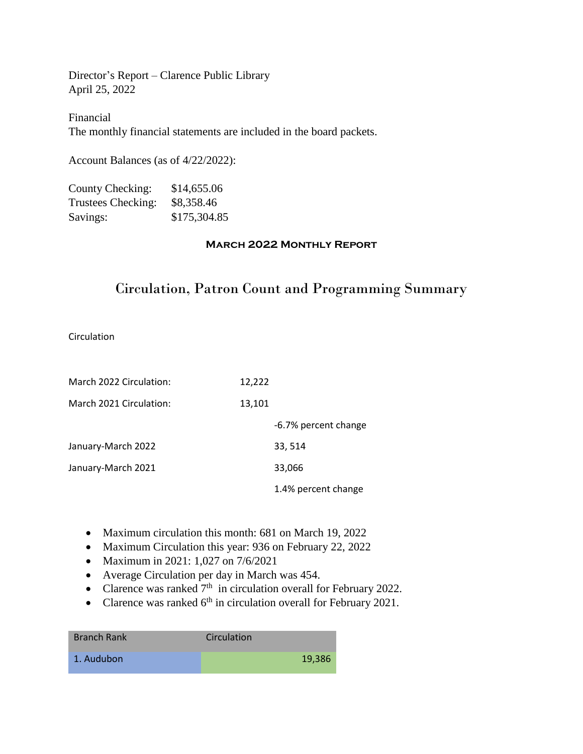Director's Report – Clarence Public Library
April 25, 2022

Financial
The monthly financial statements are included in the board packets.

Account Balances (as of 4/22/2022):

| | |
|---|---|
| County Checking: | $14,655.06 |
| Trustees Checking: | $8,358.46 |
| Savings: | $175,304.85 |

## March 2022 Monthly Report

# Circulation, Patron Count and Programming Summary

Circulation

| | | |
|---|---|---|
| March 2022 Circulation: | 12,222 | |
| March 2021 Circulation: | 13,101 | |
| | | -6.7% percent change |
| January-March 2022 | | 33, 514 |
| January-March 2021 | | 33,066 |
| | | 1.4% percent change |

- Maximum circulation this month: 681 on March 19, 2022
- Maximum Circulation this year: 936 on February 22, 2022
- Maximum in 2021: 1,027 on 7/6/2021
- Average Circulation per day in March was 454.
- Clarence was ranked 7th in circulation overall for February 2022.
- Clarence was ranked 6th in circulation overall for February 2021.

| Branch Rank | Circulation |
|---|---|
| 1. Audubon | 19,386 |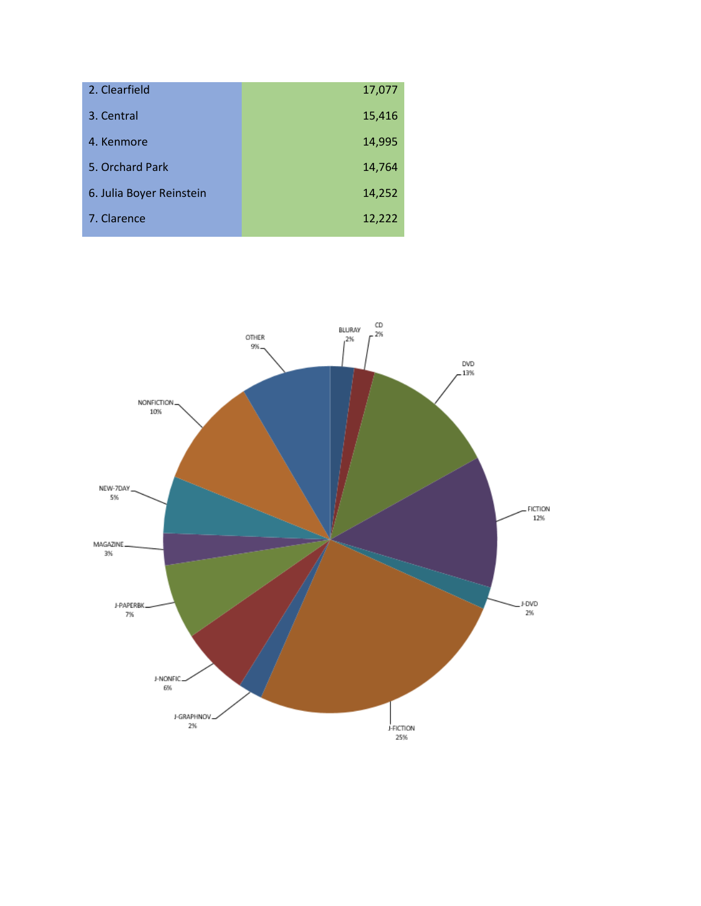| | |
|---|---|
| 2. Clearfield | 17,077 |
| 3. Central | 15,416 |
| 4. Kenmore | 14,995 |
| 5. Orchard Park | 14,764 |
| 6. Julia Boyer Reinstein | 14,252 |
| 7. Clarence | 12,222 |

BLURAY 2%

CD 2%

DVD 13%

FICTION 12%

J-DVD 2%

J-FICTION 25%

J-GRAPHNOV 2%

J-NONFIC 6%

J-PAPERBK 7%

MAGAZINE 3%

NEW-7DAY 5%

NONFICTION 10%

OTHER 9%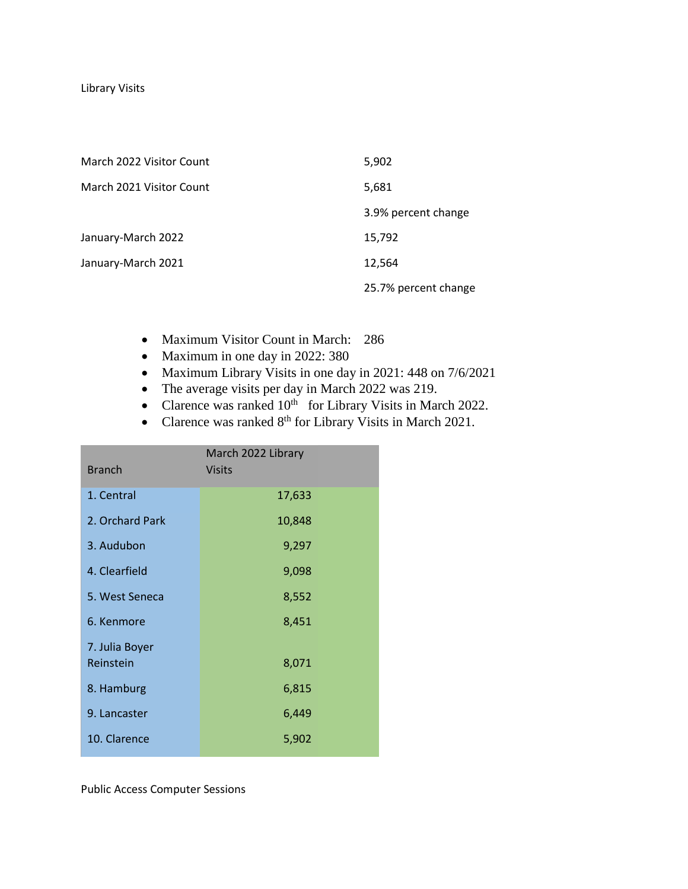Library Visits

| | |
|---|---|
| March 2022 Visitor Count | 5,902 |
| March 2021 Visitor Count | 5,681 |
| | 3.9% percent change |
| January-March 2022 | 15,792 |
| January-March 2021 | 12,564 |
| | 25.7% percent change |

- Maximum Visitor Count in March: 286
- Maximum in one day in 2022: 380
- Maximum Library Visits in one day in 2021: 448 on 7/6/2021
- The average visits per day in March 2022 was 219.
- Clarence was ranked 10th for Library Visits in March 2022.
- Clarence was ranked 8th for Library Visits in March 2021.

| Branch | March 2022 Library Visits |
|---|---|
| 1. Central | 17,633 |
| 2. Orchard Park | 10,848 |
| 3. Audubon | 9,297 |
| 4. Clearfield | 9,098 |
| 5. West Seneca | 8,552 |
| 6. Kenmore | 8,451 |
| 7. Julia Boyer Reinstein | 8,071 |
| 8. Hamburg | 6,815 |
| 9. Lancaster | 6,449 |
| 10. Clarence | 5,902 |

Public Access Computer Sessions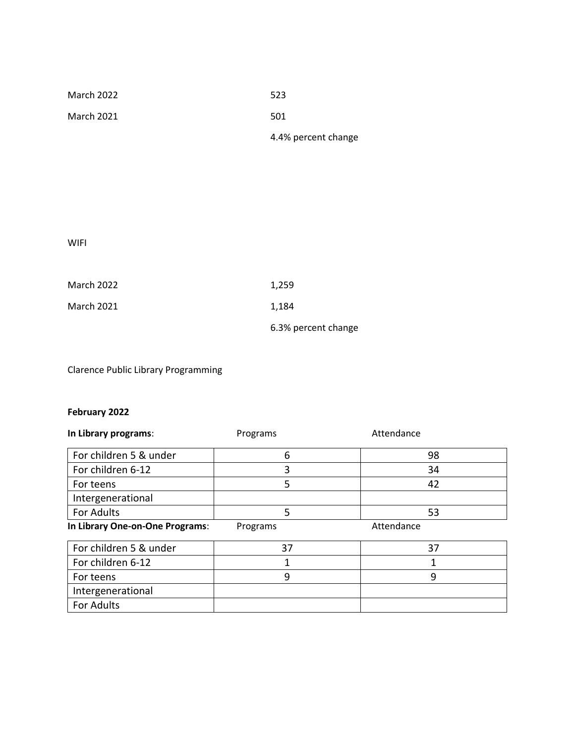| | |
|---|---|
| March 2022 | 523 |
| March 2021 | 501 |
| | 4.4% percent change |

WIFI

| | |
|---|---|
| March 2022 | 1,259 |
| March 2021 | 1,184 |
| | 6.3% percent change |

Clarence Public Library Programming

**February 2022**

| **In Library programs**: | Programs | Attendance |
|---|---|---|
| For children 5 & under | 6 | 98 |
| For children 6-12 | 3 | 34 |
| For teens | 5 | 42 |
| Intergenerational | | |
| For Adults | 5 | 53 |

| **In Library One-on-One Programs**: | Programs | Attendance |
|---|---|---|
| For children 5 & under | 37 | 37 |
| For children 6-12 | 1 | 1 |
| For teens | 9 | 9 |
| Intergenerational | | |
| For Adults | | |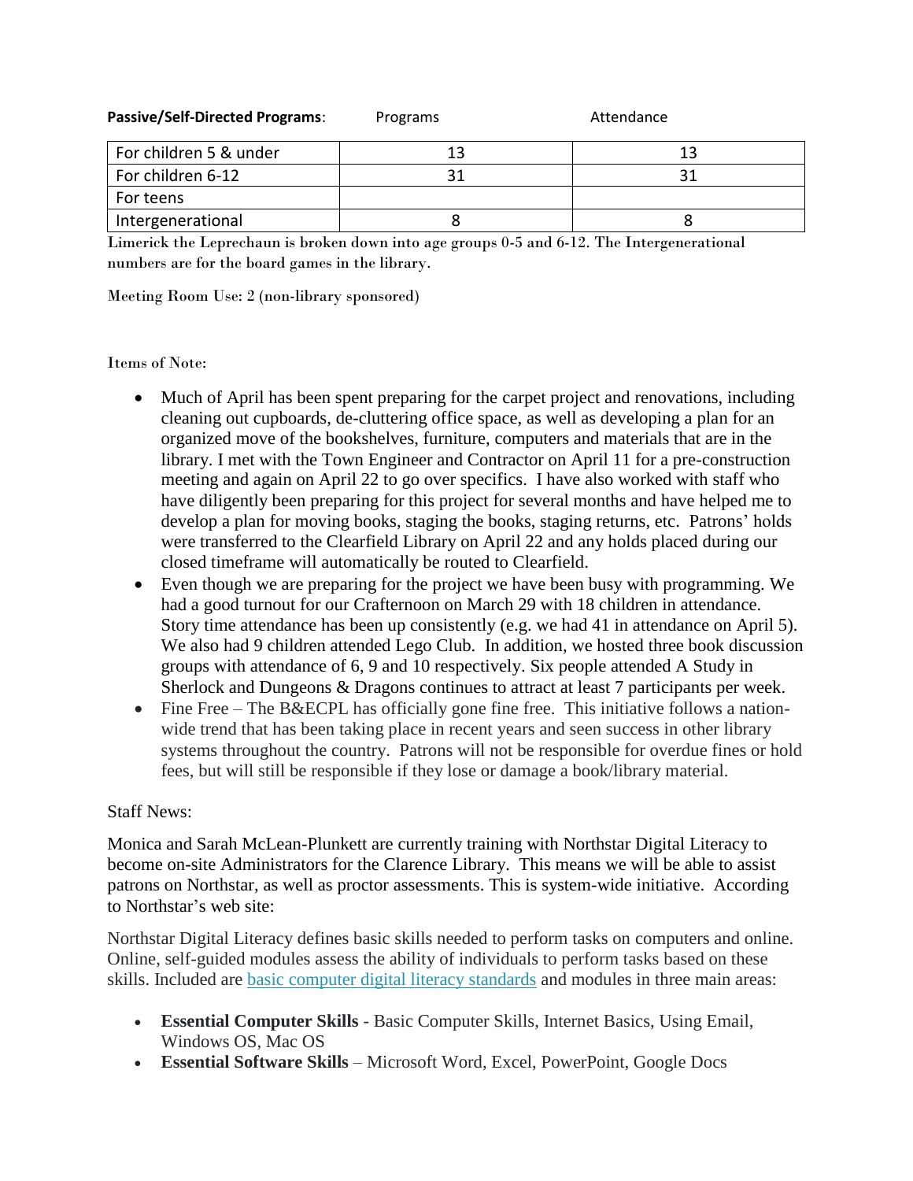| **Passive/Self-Directed Programs**: | Programs | Attendance |
|---|---|---|
| For children 5 & under | 13 | 13 |
| For children 6-12 | 31 | 31 |
| For teens | | |
| Intergenerational | 8 | 8 |

Limerick the Leprechaun is broken down into age groups 0-5 and 6-12. The Intergenerational numbers are for the board games in the library.

Meeting Room Use: 2 (non-library sponsored)

Items of Note:

- Much of April has been spent preparing for the carpet project and renovations, including cleaning out cupboards, de-cluttering office space, as well as developing a plan for an organized move of the bookshelves, furniture, computers and materials that are in the library. I met with the Town Engineer and Contractor on April 11 for a pre-construction meeting and again on April 22 to go over specifics. I have also worked with staff who have diligently been preparing for this project for several months and have helped me to develop a plan for moving books, staging the books, staging returns, etc. Patrons' holds were transferred to the Clearfield Library on April 22 and any holds placed during our closed timeframe will automatically be routed to Clearfield.
- Even though we are preparing for the project we have been busy with programming. We had a good turnout for our Crafternoon on March 29 with 18 children in attendance. Story time attendance has been up consistently (e.g. we had 41 in attendance on April 5). We also had 9 children attended Lego Club. In addition, we hosted three book discussion groups with attendance of 6, 9 and 10 respectively. Six people attended A Study in Sherlock and Dungeons & Dragons continues to attract at least 7 participants per week.
- Fine Free – The B&ECPL has officially gone fine free. This initiative follows a nation-wide trend that has been taking place in recent years and seen success in other library systems throughout the country. Patrons will not be responsible for overdue fines or hold fees, but will still be responsible if they lose or damage a book/library material.

Staff News:

Monica and Sarah McLean-Plunkett are currently training with Northstar Digital Literacy to become on-site Administrators for the Clarence Library. This means we will be able to assist patrons on Northstar, as well as proctor assessments. This is system-wide initiative. According to Northstar's web site:

Northstar Digital Literacy defines basic skills needed to perform tasks on computers and online. Online, self-guided modules assess the ability of individuals to perform tasks based on these skills. Included are basic computer digital literacy standards and modules in three main areas:

- **Essential Computer Skills** - Basic Computer Skills, Internet Basics, Using Email, Windows OS, Mac OS
- **Essential Software Skills** – Microsoft Word, Excel, PowerPoint, Google Docs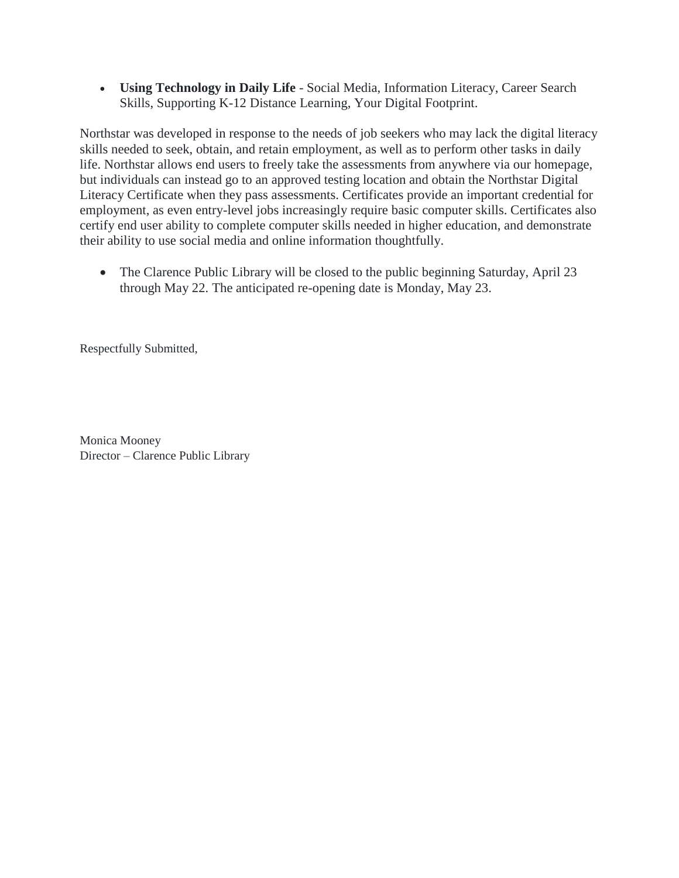- **Using Technology in Daily Life** - Social Media, Information Literacy, Career Search Skills, Supporting K-12 Distance Learning, Your Digital Footprint.

Northstar was developed in response to the needs of job seekers who may lack the digital literacy skills needed to seek, obtain, and retain employment, as well as to perform other tasks in daily life. Northstar allows end users to freely take the assessments from anywhere via our homepage, but individuals can instead go to an approved testing location and obtain the Northstar Digital Literacy Certificate when they pass assessments. Certificates provide an important credential for employment, as even entry-level jobs increasingly require basic computer skills. Certificates also certify end user ability to complete computer skills needed in higher education, and demonstrate their ability to use social media and online information thoughtfully.

- The Clarence Public Library will be closed to the public beginning Saturday, April 23 through May 22. The anticipated re-opening date is Monday, May 23.

Respectfully Submitted,

Monica Mooney
Director – Clarence Public Library